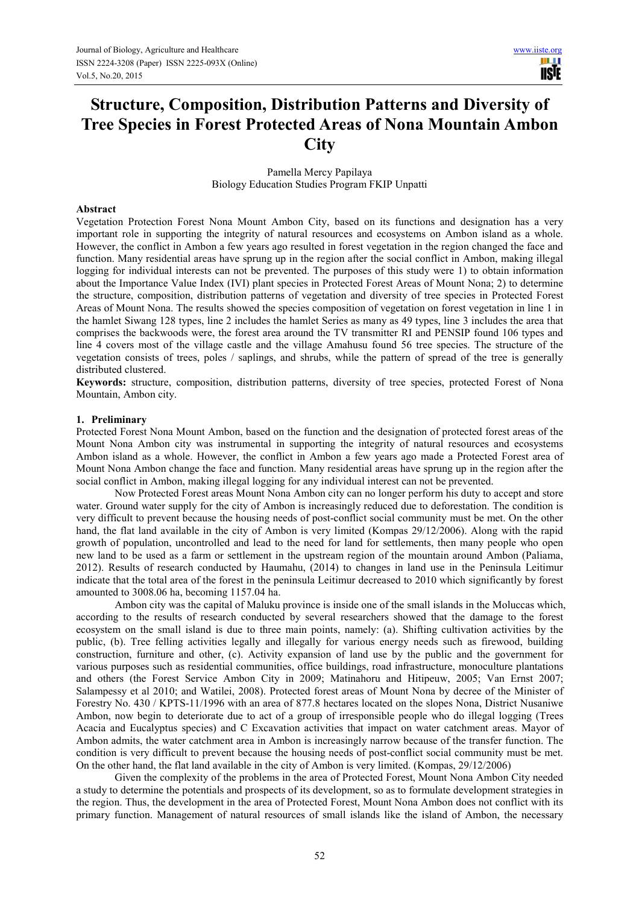# Structure, Composition, Distribution Patterns and Diversity of Tree Species in Forest Protected Areas of Nona Mountain Ambon City

Pamella Mercy Papilaya
Biology Education Studies Program FKIP Unpatti

## Abstract

Vegetation Protection Forest Nona Mount Ambon City, based on its functions and designation has a very important role in supporting the integrity of natural resources and ecosystems on Ambon island as a whole. However, the conflict in Ambon a few years ago resulted in forest vegetation in the region changed the face and function. Many residential areas have sprung up in the region after the social conflict in Ambon, making illegal logging for individual interests can not be prevented. The purposes of this study were 1) to obtain information about the Importance Value Index (IVI) plant species in Protected Forest Areas of Mount Nona; 2) to determine the structure, composition, distribution patterns of vegetation and diversity of tree species in Protected Forest Areas of Mount Nona. The results showed the species composition of vegetation on forest vegetation in line 1 in the hamlet Siwang 128 types, line 2 includes the hamlet Series as many as 49 types, line 3 includes the area that comprises the backwoods were, the forest area around the TV transmitter RI and PENSIP found 106 types and line 4 covers most of the village castle and the village Amahusu found 56 tree species. The structure of the vegetation consists of trees, poles / saplings, and shrubs, while the pattern of spread of the tree is generally distributed clustered.

**Keywords:** structure, composition, distribution patterns, diversity of tree species, protected Forest of Nona Mountain, Ambon city.

## 1. Preliminary

Protected Forest Nona Mount Ambon, based on the function and the designation of protected forest areas of the Mount Nona Ambon city was instrumental in supporting the integrity of natural resources and ecosystems Ambon island as a whole. However, the conflict in Ambon a few years ago made a Protected Forest area of Mount Nona Ambon change the face and function. Many residential areas have sprung up in the region after the social conflict in Ambon, making illegal logging for any individual interest can not be prevented.

Now Protected Forest areas Mount Nona Ambon city can no longer perform his duty to accept and store water. Ground water supply for the city of Ambon is increasingly reduced due to deforestation. The condition is very difficult to prevent because the housing needs of post-conflict social community must be met. On the other hand, the flat land available in the city of Ambon is very limited (Kompas 29/12/2006). Along with the rapid growth of population, uncontrolled and lead to the need for land for settlements, then many people who open new land to be used as a farm or settlement in the upstream region of the mountain around Ambon (Paliama, 2012). Results of research conducted by Haumahu, (2014) to changes in land use in the Peninsula Leitimur indicate that the total area of the forest in the peninsula Leitimur decreased to 2010 which significantly by forest amounted to 3008.06 ha, becoming 1157.04 ha.

Ambon city was the capital of Maluku province is inside one of the small islands in the Moluccas which, according to the results of research conducted by several researchers showed that the damage to the forest ecosystem on the small island is due to three main points, namely: (a). Shifting cultivation activities by the public, (b). Tree felling activities legally and illegally for various energy needs such as firewood, building construction, furniture and other, (c). Activity expansion of land use by the public and the government for various purposes such as residential communities, office buildings, road infrastructure, monoculture plantations and others (the Forest Service Ambon City in 2009; Matinahoru and Hitipeuw, 2005; Van Ernst 2007; Salampessy et al 2010; and Watilei, 2008). Protected forest areas of Mount Nona by decree of the Minister of Forestry No. 430 / KPTS-11/1996 with an area of 877.8 hectares located on the slopes Nona, District Nusaniwe Ambon, now begin to deteriorate due to act of a group of irresponsible people who do illegal logging (Trees Acacia and Eucalyptus species) and C Excavation activities that impact on water catchment areas. Mayor of Ambon admits, the water catchment area in Ambon is increasingly narrow because of the transfer function. The condition is very difficult to prevent because the housing needs of post-conflict social community must be met. On the other hand, the flat land available in the city of Ambon is very limited. (Kompas, 29/12/2006)

Given the complexity of the problems in the area of Protected Forest, Mount Nona Ambon City needed a study to determine the potentials and prospects of its development, so as to formulate development strategies in the region. Thus, the development in the area of Protected Forest, Mount Nona Ambon does not conflict with its primary function. Management of natural resources of small islands like the island of Ambon, the necessary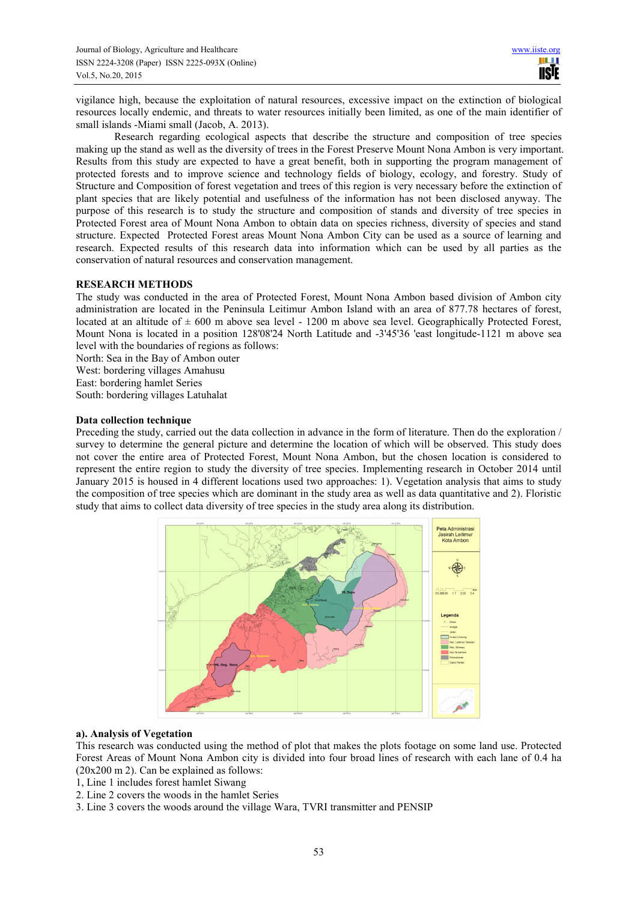vigilance high, because the exploitation of natural resources, excessive impact on the extinction of biological resources locally endemic, and threats to water resources initially been limited, as one of the main identifier of small islands -Miami small (Jacob, A. 2013).

Research regarding ecological aspects that describe the structure and composition of tree species making up the stand as well as the diversity of trees in the Forest Preserve Mount Nona Ambon is very important. Results from this study are expected to have a great benefit, both in supporting the program management of protected forests and to improve science and technology fields of biology, ecology, and forestry. Study of Structure and Composition of forest vegetation and trees of this region is very necessary before the extinction of plant species that are likely potential and usefulness of the information has not been disclosed anyway. The purpose of this research is to study the structure and composition of stands and diversity of tree species in Protected Forest area of Mount Nona Ambon to obtain data on species richness, diversity of species and stand structure. Expected Protected Forest areas Mount Nona Ambon City can be used as a source of learning and research. Expected results of this research data into information which can be used by all parties as the conservation of natural resources and conservation management.

## RESEARCH METHODS

The study was conducted in the area of Protected Forest, Mount Nona Ambon based division of Ambon city administration are located in the Peninsula Leitimur Ambon Island with an area of 877.78 hectares of forest, located at an altitude of ± 600 m above sea level - 1200 m above sea level. Geographically Protected Forest, Mount Nona is located in a position 128'08'24 North Latitude and -3'45'36 'east longitude-1121 m above sea level with the boundaries of regions as follows:

North: Sea in the Bay of Ambon outer
West: bordering villages Amahusu
East: bordering hamlet Series
South: bordering villages Latuhalat

### Data collection technique

Preceding the study, carried out the data collection in advance in the form of literature. Then do the exploration / survey to determine the general picture and determine the location of which will be observed. This study does not cover the entire area of Protected Forest, Mount Nona Ambon, but the chosen location is considered to represent the entire region to study the diversity of tree species. Implementing research in October 2014 until January 2015 is housed in 4 different locations used two approaches: 1). Vegetation analysis that aims to study the composition of tree species which are dominant in the study area as well as data quantitative and 2). Floristic study that aims to collect data diversity of tree species in the study area along its distribution.

### a). Analysis of Vegetation

This research was conducted using the method of plot that makes the plots footage on some land use. Protected Forest Areas of Mount Nona Ambon city is divided into four broad lines of research with each lane of 0.4 ha (20x200 m 2). Can be explained as follows:

1, Line 1 includes forest hamlet Siwang
2. Line 2 covers the woods in the hamlet Series
3. Line 3 covers the woods around the village Wara, TVRI transmitter and PENSIP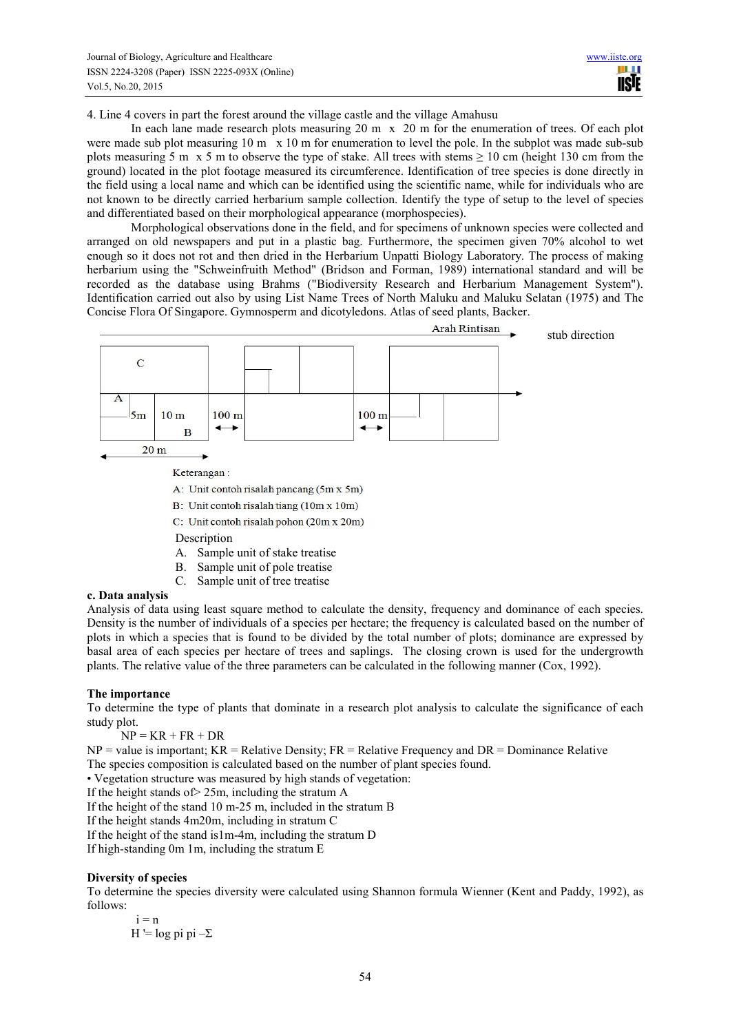4. Line 4 covers in part the forest around the village castle and the village Amahusu

In each lane made research plots measuring 20 m x 20 m for the enumeration of trees. Of each plot were made sub plot measuring 10 m x 10 m for enumeration to level the pole. In the subplot was made sub-sub plots measuring 5 m x 5 m to observe the type of stake. All trees with stems ≥ 10 cm (height 130 cm from the ground) located in the plot footage measured its circumference. Identification of tree species is done directly in the field using a local name and which can be identified using the scientific name, while for individuals who are not known to be directly carried herbarium sample collection. Identify the type of setup to the level of species and differentiated based on their morphological appearance (morphospecies).

Morphological observations done in the field, and for specimens of unknown species were collected and arranged on old newspapers and put in a plastic bag. Furthermore, the specimen given 70% alcohol to wet enough so it does not rot and then dried in the Herbarium Unpatti Biology Laboratory. The process of making herbarium using the "Schweinfruith Method" (Bridson and Forman, 1989) international standard and will be recorded as the database using Brahms ("Biodiversity Research and Herbarium Management System"). Identification carried out also by using List Name Trees of North Maluku and Maluku Selatan (1975) and The Concise Flora Of Singapore. Gymnosperm and dicotyledons. Atlas of seed plants, Backer.

Arah Rintisan — stub direction

C, A, 5m, 10 m, B, 100 m, 100 m, 20 m

Keterangan :

A: Unit contoh risalah pancang (5m x 5m)

B: Unit contoh risalah tiang (10m x 10m)

C: Unit contoh risalah pohon (20m x 20m)

Description

A. Sample unit of stake treatise
B. Sample unit of pole treatise
C. Sample unit of tree treatise

**c. Data analysis**

Analysis of data using least square method to calculate the density, frequency and dominance of each species. Density is the number of individuals of a species per hectare; the frequency is calculated based on the number of plots in which a species that is found to be divided by the total number of plots; dominance are expressed by basal area of each species per hectare of trees and saplings. The closing crown is used for the undergrowth plants. The relative value of the three parameters can be calculated in the following manner (Cox, 1992).

**The importance**

To determine the type of plants that dominate in a research plot analysis to calculate the significance of each study plot.

$$NP = KR + FR + DR$$

NP = value is important; KR = Relative Density; FR = Relative Frequency and DR = Dominance Relative

The species composition is calculated based on the number of plant species found.

• Vegetation structure was measured by high stands of vegetation:

If the height stands of> 25m, including the stratum A

If the height of the stand 10 m-25 m, included in the stratum B

If the height stands 4m20m, including in stratum C

If the height of the stand is1m-4m, including the stratum D

If high-standing 0m 1m, including the stratum E

**Diversity of species**

To determine the species diversity were calculated using Shannon formula Wienner (Kent and Paddy, 1992), as follows:

$$H' = -\sum_{i=1}^{n} p_i \log p_i$$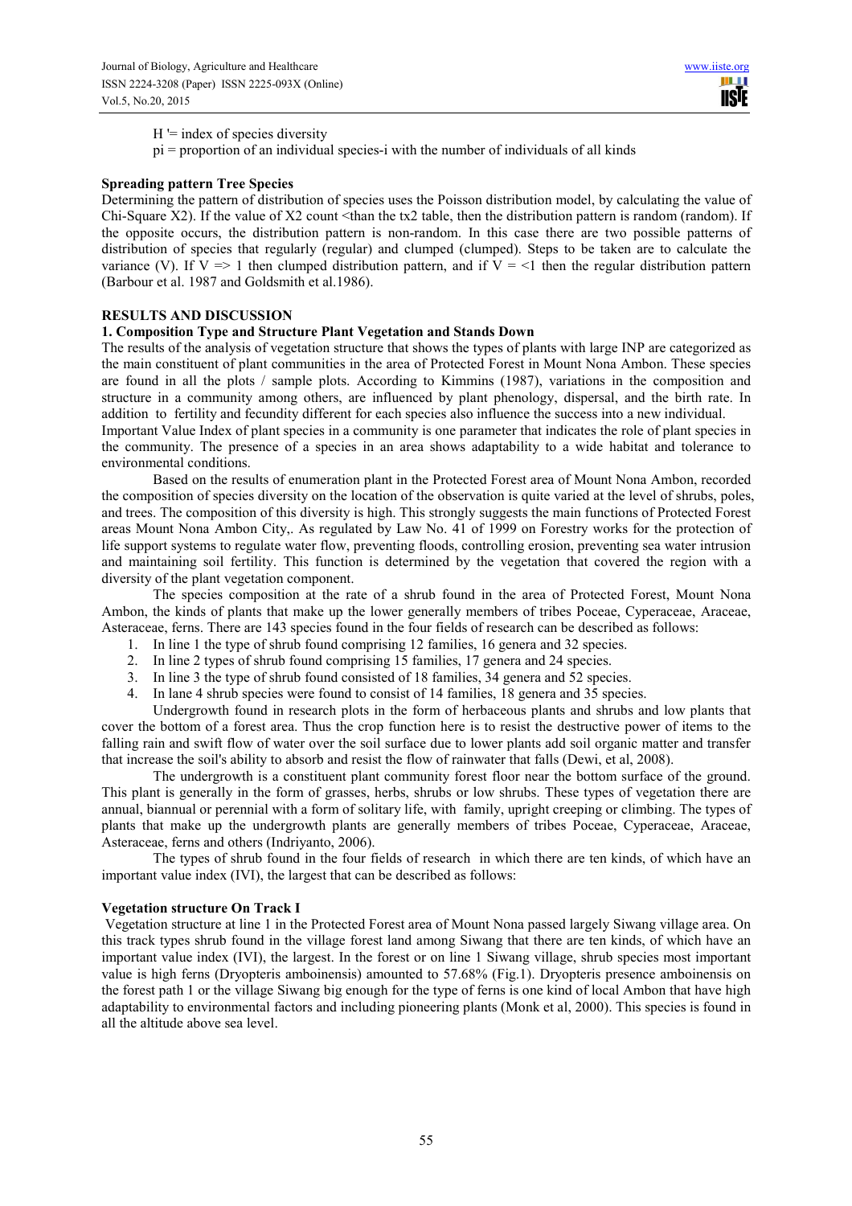H '= index of species diversity

pi = proportion of an individual species-i with the number of individuals of all kinds

### Spreading pattern Tree Species

Determining the pattern of distribution of species uses the Poisson distribution model, by calculating the value of Chi-Square X2). If the value of X2 count <than the tx2 table, then the distribution pattern is random (random). If the opposite occurs, the distribution pattern is non-random. In this case there are two possible patterns of distribution of species that regularly (regular) and clumped (clumped). Steps to be taken are to calculate the variance (V). If V => 1 then clumped distribution pattern, and if V = <1 then the regular distribution pattern (Barbour et al. 1987 and Goldsmith et al.1986).

## RESULTS AND DISCUSSION

### 1. Composition Type and Structure Plant Vegetation and Stands Down

The results of the analysis of vegetation structure that shows the types of plants with large INP are categorized as the main constituent of plant communities in the area of Protected Forest in Mount Nona Ambon. These species are found in all the plots / sample plots. According to Kimmins (1987), variations in the composition and structure in a community among others, are influenced by plant phenology, dispersal, and the birth rate. In addition to fertility and fecundity different for each species also influence the success into a new individual.

Important Value Index of plant species in a community is one parameter that indicates the role of plant species in the community. The presence of a species in an area shows adaptability to a wide habitat and tolerance to environmental conditions.

Based on the results of enumeration plant in the Protected Forest area of Mount Nona Ambon, recorded the composition of species diversity on the location of the observation is quite varied at the level of shrubs, poles, and trees. The composition of this diversity is high. This strongly suggests the main functions of Protected Forest areas Mount Nona Ambon City,. As regulated by Law No. 41 of 1999 on Forestry works for the protection of life support systems to regulate water flow, preventing floods, controlling erosion, preventing sea water intrusion and maintaining soil fertility. This function is determined by the vegetation that covered the region with a diversity of the plant vegetation component.

The species composition at the rate of a shrub found in the area of Protected Forest, Mount Nona Ambon, the kinds of plants that make up the lower generally members of tribes Poceae, Cyperaceae, Araceae, Asteraceae, ferns. There are 143 species found in the four fields of research can be described as follows:

1. In line 1 the type of shrub found comprising 12 families, 16 genera and 32 species.
2. In line 2 types of shrub found comprising 15 families, 17 genera and 24 species.
3. In line 3 the type of shrub found consisted of 18 families, 34 genera and 52 species.
4. In lane 4 shrub species were found to consist of 14 families, 18 genera and 35 species.

Undergrowth found in research plots in the form of herbaceous plants and shrubs and low plants that cover the bottom of a forest area. Thus the crop function here is to resist the destructive power of items to the falling rain and swift flow of water over the soil surface due to lower plants add soil organic matter and transfer that increase the soil's ability to absorb and resist the flow of rainwater that falls (Dewi, et al, 2008).

The undergrowth is a constituent plant community forest floor near the bottom surface of the ground. This plant is generally in the form of grasses, herbs, shrubs or low shrubs. These types of vegetation there are annual, biannual or perennial with a form of solitary life, with family, upright creeping or climbing. The types of plants that make up the undergrowth plants are generally members of tribes Poceae, Cyperaceae, Araceae, Asteraceae, ferns and others (Indriyanto, 2006).

The types of shrub found in the four fields of research in which there are ten kinds, of which have an important value index (IVI), the largest that can be described as follows:

### Vegetation structure On Track I

Vegetation structure at line 1 in the Protected Forest area of Mount Nona passed largely Siwang village area. On this track types shrub found in the village forest land among Siwang that there are ten kinds, of which have an important value index (IVI), the largest. In the forest or on line 1 Siwang village, shrub species most important value is high ferns (Dryopteris amboinensis) amounted to 57.68% (Fig.1). Dryopteris presence amboinensis on the forest path 1 or the village Siwang big enough for the type of ferns is one kind of local Ambon that have high adaptability to environmental factors and including pioneering plants (Monk et al, 2000). This species is found in all the altitude above sea level.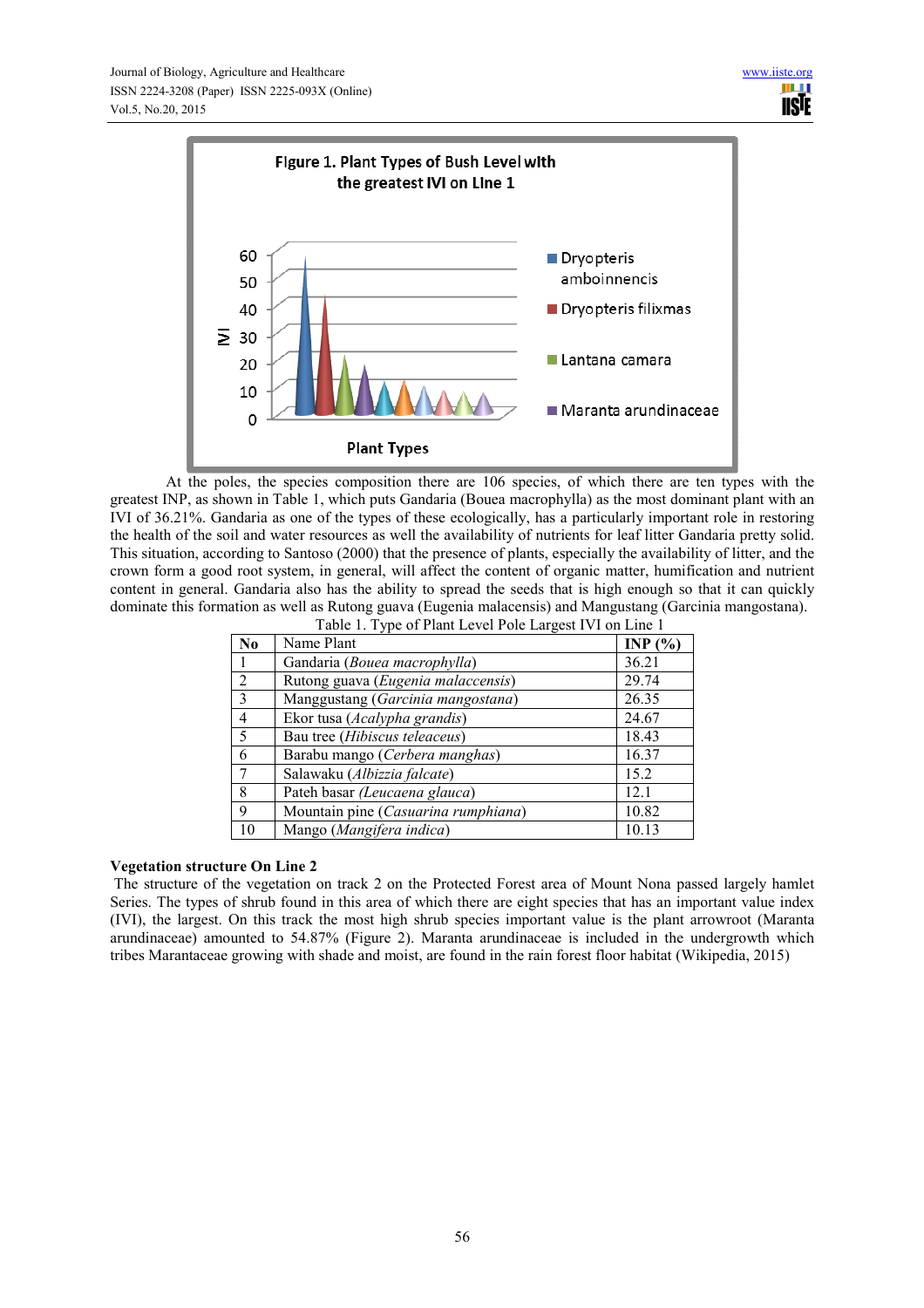Figure 1. Plant Types of Bush Level with the greatest IVI on Line 1

At the poles, the species composition there are 106 species, of which there are ten types with the greatest INP, as shown in Table 1, which puts Gandaria (Bouea macrophylla) as the most dominant plant with an IVI of 36.21%. Gandaria as one of the types of these ecologically, has a particularly important role in restoring the health of the soil and water resources as well the availability of nutrients for leaf litter Gandaria pretty solid. This situation, according to Santoso (2000) that the presence of plants, especially the availability of litter, and the crown form a good root system, in general, will affect the content of organic matter, humification and nutrient content in general. Gandaria also has the ability to spread the seeds that is high enough so that it can quickly dominate this formation as well as Rutong guava (Eugenia malacensis) and Mangustang (Garcinia mangostana).

Table 1. Type of Plant Level Pole Largest IVI on Line 1

| No | Name Plant | INP (%) |
|---|---|---|
| 1 | Gandaria (*Bouea macrophylla*) | 36.21 |
| 2 | Rutong guava (*Eugenia malaccensis*) | 29.74 |
| 3 | Manggustang (*Garcinia mangostana*) | 26.35 |
| 4 | Ekor tusa (*Acalypha grandis*) | 24.67 |
| 5 | Bau tree (*Hibiscus teleaceus*) | 18.43 |
| 6 | Barabu mango (*Cerbera manghas*) | 16.37 |
| 7 | Salawaku (*Albizzia falcate*) | 15.2 |
| 8 | Pateh basar (*Leucaena glauca*) | 12.1 |
| 9 | Mountain pine (*Casuarina rumphiana*) | 10.82 |
| 10 | Mango (*Mangifera indica*) | 10.13 |

**Vegetation structure On Line 2**

The structure of the vegetation on track 2 on the Protected Forest area of Mount Nona passed largely hamlet Series. The types of shrub found in this area of which there are eight species that has an important value index (IVI), the largest. On this track the most high shrub species important value is the plant arrowroot (Maranta arundinaceae) amounted to 54.87% (Figure 2). Maranta arundinaceae is included in the undergrowth which tribes Marantaceae growing with shade and moist, are found in the rain forest floor habitat (Wikipedia, 2015)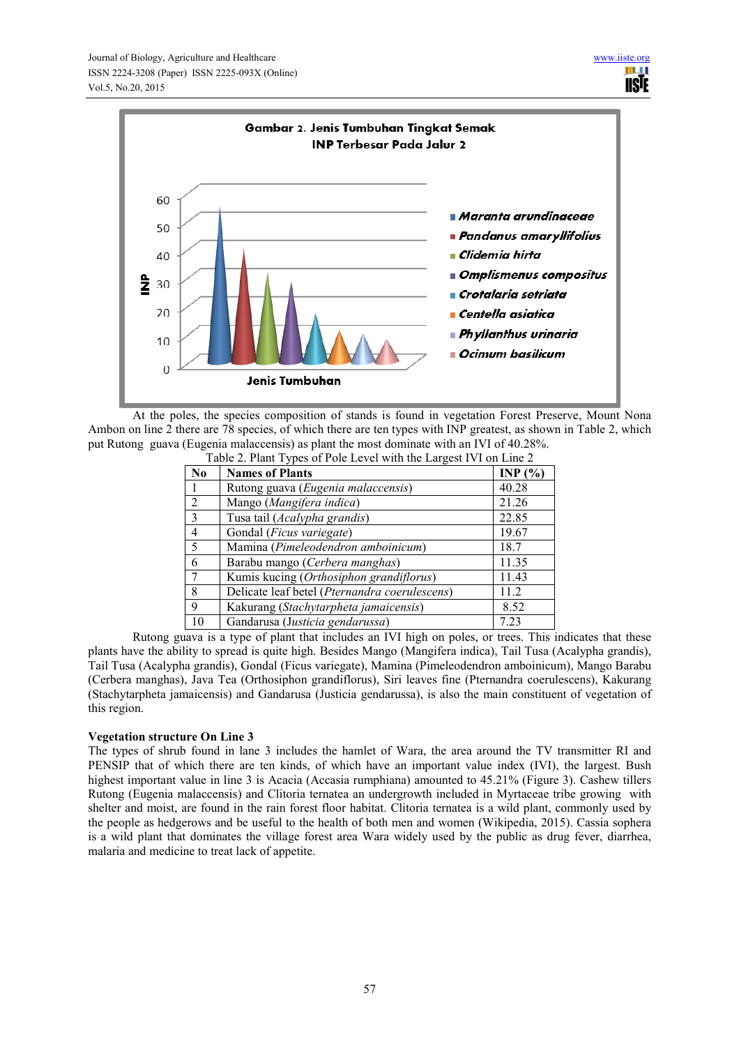Gambar 2. Jenis Tumbuhan Tingkat Semak INP Terbesar Pada Jalur 2

At the poles, the species composition of stands is found in vegetation Forest Preserve, Mount Nona Ambon on line 2 there are 78 species, of which there are ten types with INP greatest, as shown in Table 2, which put Rutong guava (Eugenia malaccensis) as plant the most dominate with an IVI of 40.28%.

Table 2. Plant Types of Pole Level with the Largest IVI on Line 2

| No | Names of Plants | INP (%) |
|---|---|---|
| 1 | Rutong guava (*Eugenia malaccensis*) | 40.28 |
| 2 | Mango (*Mangifera indica*) | 21.26 |
| 3 | Tusa tail (*Acalypha grandis*) | 22.85 |
| 4 | Gondal (*Ficus variegate*) | 19.67 |
| 5 | Mamina (*Pimeleodendron amboinicum*) | 18.7 |
| 6 | Barabu mango (*Cerbera manghas*) | 11.35 |
| 7 | Kumis kucing (*Orthosiphon grandiflorus*) | 11.43 |
| 8 | Delicate leaf betel (*Pternandra coerulescens*) | 11.2 |
| 9 | Kakurang (*Stachytarpheta jamaicensis*) | 8.52 |
| 10 | Gandarusa (*Justicia gendarussa*) | 7.23 |

Rutong guava is a type of plant that includes an IVI high on poles, or trees. This indicates that these plants have the ability to spread is quite high. Besides Mango (Mangifera indica), Tail Tusa (Acalypha grandis), Tail Tusa (Acalypha grandis), Gondal (Ficus variegate), Mamina (Pimeleodendron amboinicum), Mango Barabu (Cerbera manghas), Java Tea (Orthosiphon grandiflorus), Siri leaves fine (Pternandra coerulescens), Kakurang (Stachytarpheta jamaicensis) and Gandarusa (Justicia gendarussa), is also the main constituent of vegetation of this region.

**Vegetation structure On Line 3**

The types of shrub found in lane 3 includes the hamlet of Wara, the area around the TV transmitter RI and PENSIP that of which there are ten kinds, of which have an important value index (IVI), the largest. Bush highest important value in line 3 is Acacia (Accasia rumphiana) amounted to 45.21% (Figure 3). Cashew tillers Rutong (Eugenia malaccensis) and Clitoria ternatea an undergrowth included in Myrtaceae tribe growing with shelter and moist, are found in the rain forest floor habitat. Clitoria ternatea is a wild plant, commonly used by the people as hedgerows and be useful to the health of both men and women (Wikipedia, 2015). Cassia sophera is a wild plant that dominates the village forest area Wara widely used by the public as drug fever, diarrhea, malaria and medicine to treat lack of appetite.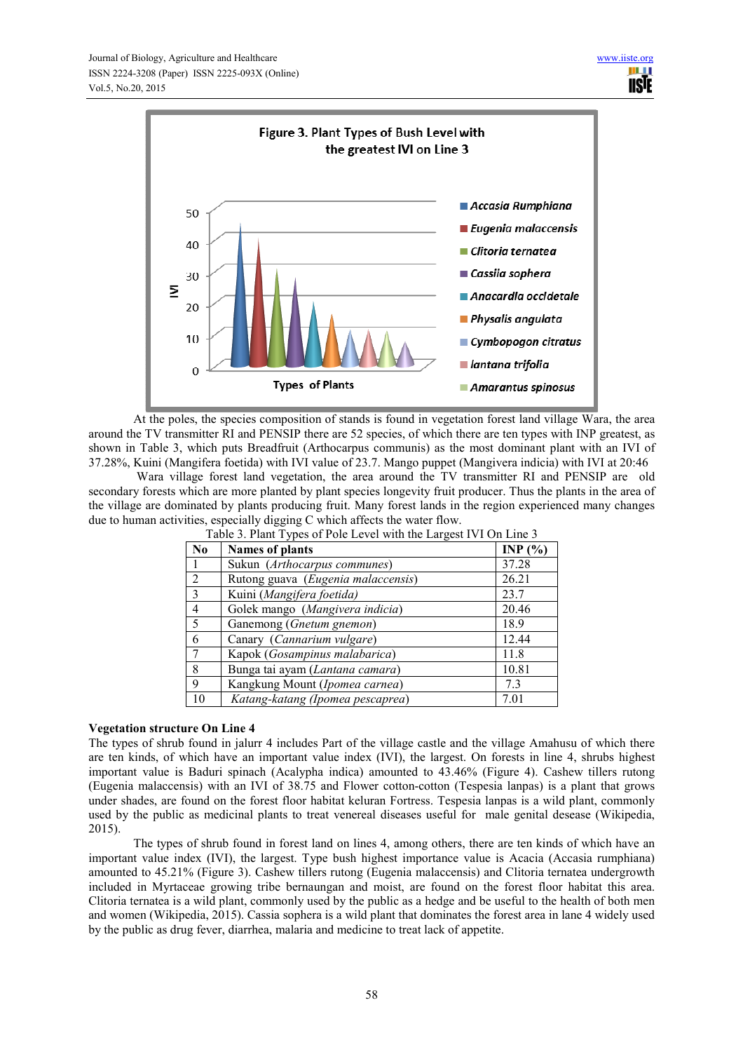Figure 3. Plant Types of Bush Level with the greatest IVI on Line 3

At the poles, the species composition of stands is found in vegetation forest land village Wara, the area around the TV transmitter RI and PENSIP there are 52 species, of which there are ten types with INP greatest, as shown in Table 3, which puts Breadfruit (Arthocarpus communis) as the most dominant plant with an IVI of 37.28%, Kuini (Mangifera foetida) with IVI value of 23.7. Mango puppet (Mangivera indicia) with IVI at 20:46

Wara village forest land vegetation, the area around the TV transmitter RI and PENSIP are old secondary forests which are more planted by plant species longevity fruit producer. Thus the plants in the area of the village are dominated by plants producing fruit. Many forest lands in the region experienced many changes due to human activities, especially digging C which affects the water flow.

Table 3. Plant Types of Pole Level with the Largest IVI On Line 3

| No | Names of plants | INP (%) |
|---|---|---|
| 1 | Sukun (*Arthocarpus communes*) | 37.28 |
| 2 | Rutong guava (*Eugenia malaccensis*) | 26.21 |
| 3 | Kuini (*Mangifera foetida*) | 23.7 |
| 4 | Golek mango (*Mangivera indicia*) | 20.46 |
| 5 | Ganemong (*Gnetum gnemon*) | 18.9 |
| 6 | Canary (*Cannarium vulgare*) | 12.44 |
| 7 | Kapok (*Gosampinus malabarica*) | 11.8 |
| 8 | Bunga tai ayam (*Lantana camara*) | 10.81 |
| 9 | Kangkung Mount (*Ipomea carnea*) | 7.3 |
| 10 | *Katang-katang (Ipomea pescaprea)* | 7.01 |

**Vegetation structure On Line 4**

The types of shrub found in jalurr 4 includes Part of the village castle and the village Amahusu of which there are ten kinds, of which have an important value index (IVI), the largest. On forests in line 4, shrubs highest important value is Baduri spinach (Acalypha indica) amounted to 43.46% (Figure 4). Cashew tillers rutong (Eugenia malaccensis) with an IVI of 38.75 and Flower cotton-cotton (Tespesia lanpas) is a plant that grows under shades, are found on the forest floor habitat keluran Fortress. Tespesia lanpas is a wild plant, commonly used by the public as medicinal plants to treat venereal diseases useful for male genital desease (Wikipedia, 2015).

The types of shrub found in forest land on lines 4, among others, there are ten kinds of which have an important value index (IVI), the largest. Type bush highest importance value is Acacia (Accasia rumphiana) amounted to 45.21% (Figure 3). Cashew tillers rutong (Eugenia malaccensis) and Clitoria ternatea undergrowth included in Myrtaceae growing tribe bernaungan and moist, are found on the forest floor habitat this area. Clitoria ternatea is a wild plant, commonly used by the public as a hedge and be useful to the health of both men and women (Wikipedia, 2015). Cassia sophera is a wild plant that dominates the forest area in lane 4 widely used by the public as drug fever, diarrhea, malaria and medicine to treat lack of appetite.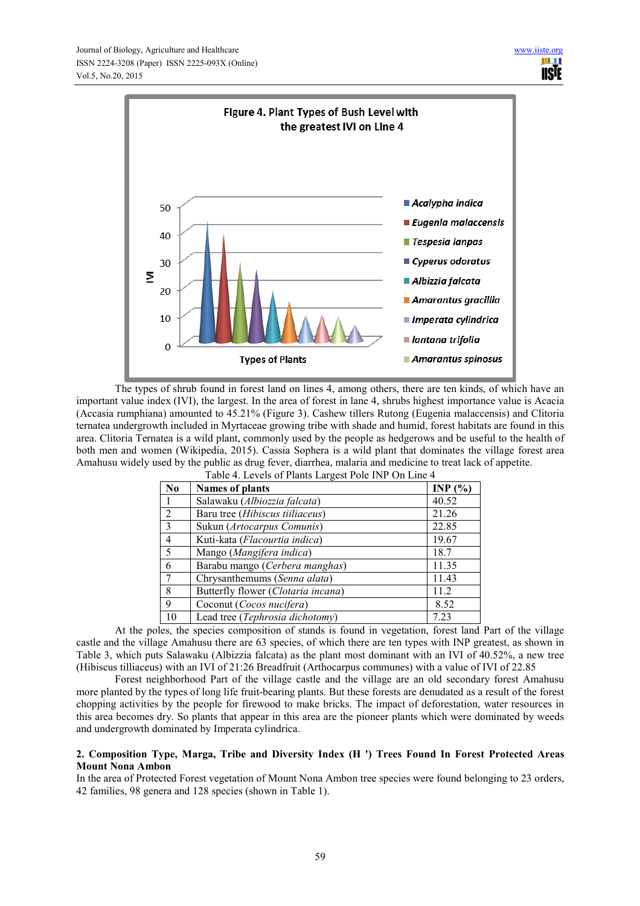Figure 4. Plant Types of Bush Level with the greatest IVI on Line 4

The types of shrub found in forest land on lines 4, among others, there are ten kinds, of which have an important value index (IVI), the largest. In the area of forest in lane 4, shrubs highest importance value is Acacia (Accasia rumphiana) amounted to 45.21% (Figure 3). Cashew tillers Rutong (Eugenia malaccensis) and Clitoria ternatea undergrowth included in Myrtaceae growing tribe with shade and humid, forest habitats are found in this area. Clitoria Ternatea is a wild plant, commonly used by the people as hedgerows and be useful to the health of both men and women (Wikipedia, 2015). Cassia Sophera is a wild plant that dominates the village forest area Amahusu widely used by the public as drug fever, diarrhea, malaria and medicine to treat lack of appetite.

Table 4. Levels of Plants Largest Pole INP On Line 4

| No | Names of plants | INP (%) |
|---|---|---|
| 1 | Salawaku (*Albiozzia falcata*) | 40.52 |
| 2 | Baru tree (*Hibiscus tiiliaceus*) | 21.26 |
| 3 | Sukun (*Artocarpus Comunis*) | 22.85 |
| 4 | Kuti-kata (*Flacourtia indica*) | 19.67 |
| 5 | Mango (*Mangifera indica*) | 18.7 |
| 6 | Barabu mango (*Cerbera manghas*) | 11.35 |
| 7 | Chrysanthemums (*Senna alata*) | 11.43 |
| 8 | Butterfly flower (*Clotaria incana*) | 11.2 |
| 9 | Coconut (*Cocos nucifera*) | 8.52 |
| 10 | Lead tree (*Tephrosia dichotomy*) | 7.23 |

At the poles, the species composition of stands is found in vegetation, forest land Part of the village castle and the village Amahusu there are 63 species, of which there are ten types with INP greatest, as shown in Table 3, which puts Salawaku (Albizzia falcata) as the plant most dominant with an IVI of 40.52%, a new tree (Hibiscus tilliaceus) with an IVI of 21:26 Breadfruit (Arthocarpus communes) with a value of IVI of 22.85

Forest neighborhood Part of the village castle and the village are an old secondary forest Amahusu more planted by the types of long life fruit-bearing plants. But these forests are denudated as a result of the forest chopping activities by the people for firewood to make bricks. The impact of deforestation, water resources in this area becomes dry. So plants that appear in this area are the pioneer plants which were dominated by weeds and undergrowth dominated by Imperata cylindrica.

**2. Composition Type, Marga, Tribe and Diversity Index (H ') Trees Found In Forest Protected Areas Mount Nona Ambon**

In the area of Protected Forest vegetation of Mount Nona Ambon tree species were found belonging to 23 orders, 42 families, 98 genera and 128 species (shown in Table 1).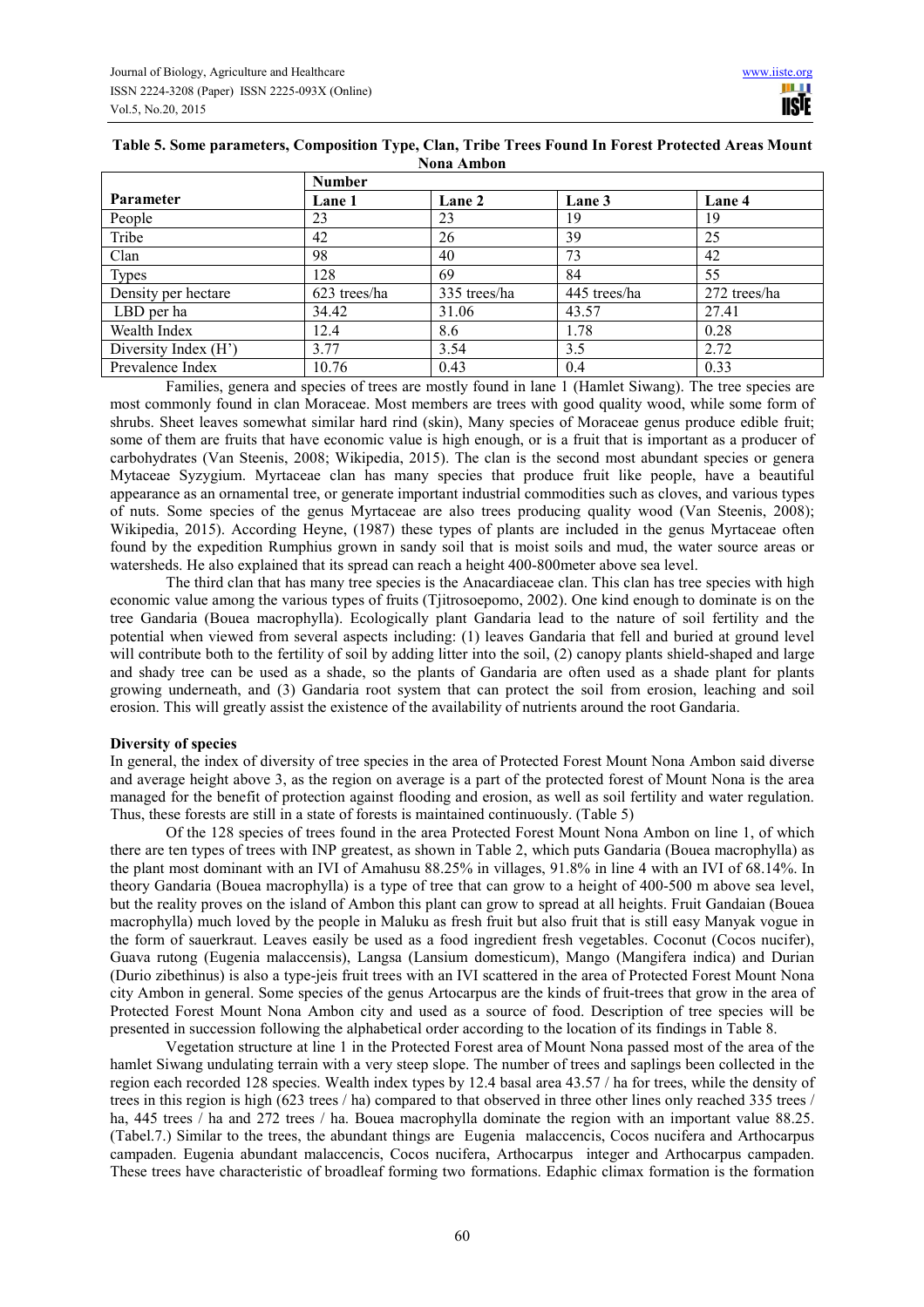**Table 5. Some parameters, Composition Type, Clan, Tribe Trees Found In Forest Protected Areas Mount Nona Ambon**

| Parameter | Number | | | |
|---|---|---|---|---|
| | Lane 1 | Lane 2 | Lane 3 | Lane 4 |
| People | 23 | 23 | 19 | 19 |
| Tribe | 42 | 26 | 39 | 25 |
| Clan | 98 | 40 | 73 | 42 |
| Types | 128 | 69 | 84 | 55 |
| Density per hectare | 623 trees/ha | 335 trees/ha | 445 trees/ha | 272 trees/ha |
| LBD per ha | 34.42 | 31.06 | 43.57 | 27.41 |
| Wealth Index | 12.4 | 8.6 | 1.78 | 0.28 |
| Diversity Index (H') | 3.77 | 3.54 | 3.5 | 2.72 |
| Prevalence Index | 10.76 | 0.43 | 0.4 | 0.33 |

Families, genera and species of trees are mostly found in lane 1 (Hamlet Siwang). The tree species are most commonly found in clan Moraceae. Most members are trees with good quality wood, while some form of shrubs. Sheet leaves somewhat similar hard rind (skin), Many species of Moraceae genus produce edible fruit; some of them are fruits that have economic value is high enough, or is a fruit that is important as a producer of carbohydrates (Van Steenis, 2008; Wikipedia, 2015). The clan is the second most abundant species or genera Mytaceae Syzygium. Myrtaceae clan has many species that produce fruit like people, have a beautiful appearance as an ornamental tree, or generate important industrial commodities such as cloves, and various types of nuts. Some species of the genus Myrtaceae are also trees producing quality wood (Van Steenis, 2008); Wikipedia, 2015). According Heyne, (1987) these types of plants are included in the genus Myrtaceae often found by the expedition Rumphius grown in sandy soil that is moist soils and mud, the water source areas or watersheds. He also explained that its spread can reach a height 400-800meter above sea level.

The third clan that has many tree species is the Anacardiaceae clan. This clan has tree species with high economic value among the various types of fruits (Tjitrosoepomo, 2002). One kind enough to dominate is on the tree Gandaria (Bouea macrophylla). Ecologically plant Gandaria lead to the nature of soil fertility and the potential when viewed from several aspects including: (1) leaves Gandaria that fell and buried at ground level will contribute both to the fertility of soil by adding litter into the soil, (2) canopy plants shield-shaped and large and shady tree can be used as a shade, so the plants of Gandaria are often used as a shade plant for plants growing underneath, and (3) Gandaria root system that can protect the soil from erosion, leaching and soil erosion. This will greatly assist the existence of the availability of nutrients around the root Gandaria.

**Diversity of species**

In general, the index of diversity of tree species in the area of Protected Forest Mount Nona Ambon said diverse and average height above 3, as the region on average is a part of the protected forest of Mount Nona is the area managed for the benefit of protection against flooding and erosion, as well as soil fertility and water regulation. Thus, these forests are still in a state of forests is maintained continuously. (Table 5)

Of the 128 species of trees found in the area Protected Forest Mount Nona Ambon on line 1, of which there are ten types of trees with INP greatest, as shown in Table 2, which puts Gandaria (Bouea macrophylla) as the plant most dominant with an IVI of Amahusu 88.25% in villages, 91.8% in line 4 with an IVI of 68.14%. In theory Gandaria (Bouea macrophylla) is a type of tree that can grow to a height of 400-500 m above sea level, but the reality proves on the island of Ambon this plant can grow to spread at all heights. Fruit Gandaian (Bouea macrophylla) much loved by the people in Maluku as fresh fruit but also fruit that is still easy Manyak vogue in the form of sauerkraut. Leaves easily be used as a food ingredient fresh vegetables. Coconut (Cocos nucifer), Guava rutong (Eugenia malaccensis), Langsa (Lansium domesticum), Mango (Mangifera indica) and Durian (Durio zibethinus) is also a type-jeis fruit trees with an IVI scattered in the area of Protected Forest Mount Nona city Ambon in general. Some species of the genus Artocarpus are the kinds of fruit-trees that grow in the area of Protected Forest Mount Nona Ambon city and used as a source of food. Description of tree species will be presented in succession following the alphabetical order according to the location of its findings in Table 8.

Vegetation structure at line 1 in the Protected Forest area of Mount Nona passed most of the area of the hamlet Siwang undulating terrain with a very steep slope. The number of trees and saplings been collected in the region each recorded 128 species. Wealth index types by 12.4 basal area 43.57 / ha for trees, while the density of trees in this region is high (623 trees / ha) compared to that observed in three other lines only reached 335 trees / ha, 445 trees / ha and 272 trees / ha. Bouea macrophylla dominate the region with an important value 88.25. (Tabel.7.) Similar to the trees, the abundant things are Eugenia malaccencis, Cocos nucifera and Arthocarpus campaden. Eugenia abundant malaccencis, Cocos nucifera, Arthocarpus integer and Arthocarpus campaden. These trees have characteristic of broadleaf forming two formations. Edaphic climax formation is the formation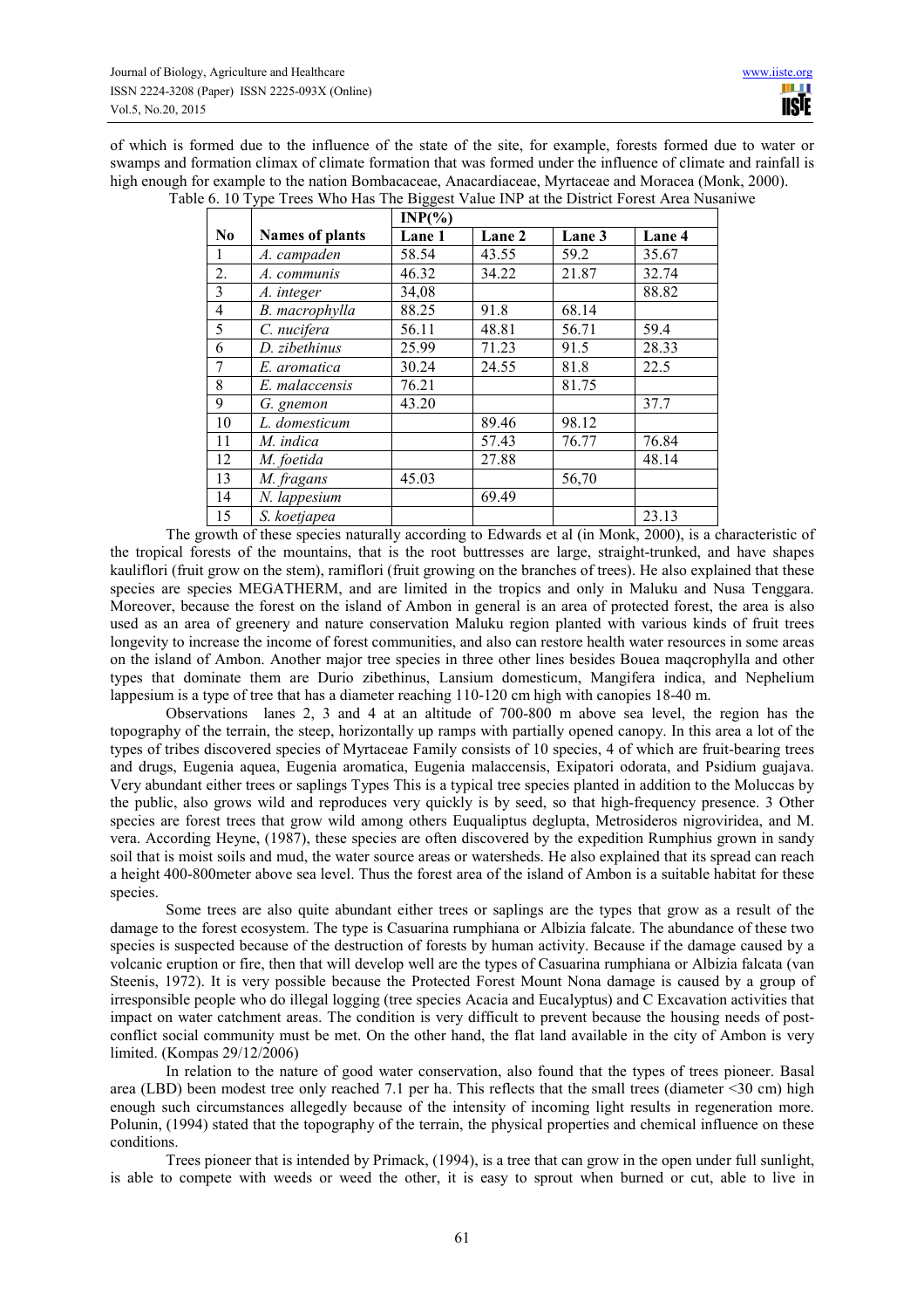of which is formed due to the influence of the state of the site, for example, forests formed due to water or swamps and formation climax of climate formation that was formed under the influence of climate and rainfall is high enough for example to the nation Bombacaceae, Anacardiaceae, Myrtaceae and Moracea (Monk, 2000).

Table 6. 10 Type Trees Who Has The Biggest Value INP at the District Forest Area Nusaniwe

| No | Names of plants | INP(%) | | | |
|---|---|---|---|---|---|
| | | Lane 1 | Lane 2 | Lane 3 | Lane 4 |
| 1 | *A. campaden* | 58.54 | 43.55 | 59.2 | 35.67 |
| 2. | *A. communis* | 46.32 | 34.22 | 21.87 | 32.74 |
| 3 | *A. integer* | 34,08 | | | 88.82 |
| 4 | *B. macrophylla* | 88.25 | 91.8 | 68.14 | |
| 5 | *C. nucifera* | 56.11 | 48.81 | 56.71 | 59.4 |
| 6 | *D. zibethinus* | 25.99 | 71.23 | 91.5 | 28.33 |
| 7 | *E. aromatica* | 30.24 | 24.55 | 81.8 | 22.5 |
| 8 | *E. malaccensis* | 76.21 | | 81.75 | |
| 9 | *G. gnemon* | 43.20 | | | 37.7 |
| 10 | *L. domesticum* | | 89.46 | 98.12 | |
| 11 | *M. indica* | | 57.43 | 76.77 | 76.84 |
| 12 | *M. foetida* | | 27.88 | | 48.14 |
| 13 | *M. fragans* | 45.03 | | 56,70 | |
| 14 | *N. lappesium* | | 69.49 | | |
| 15 | *S. koetjapea* | | | | 23.13 |

The growth of these species naturally according to Edwards et al (in Monk, 2000), is a characteristic of the tropical forests of the mountains, that is the root buttresses are large, straight-trunked, and have shapes kauliflori (fruit grow on the stem), ramiflori (fruit growing on the branches of trees). He also explained that these species are species MEGATHERM, and are limited in the tropics and only in Maluku and Nusa Tenggara. Moreover, because the forest on the island of Ambon in general is an area of protected forest, the area is also used as an area of greenery and nature conservation Maluku region planted with various kinds of fruit trees longevity to increase the income of forest communities, and also can restore health water resources in some areas on the island of Ambon. Another major tree species in three other lines besides Bouea maqcrophylla and other types that dominate them are Durio zibethinus, Lansium domesticum, Mangifera indica, and Nephelium lappesium is a type of tree that has a diameter reaching 110-120 cm high with canopies 18-40 m.

Observations lanes 2, 3 and 4 at an altitude of 700-800 m above sea level, the region has the topography of the terrain, the steep, horizontally up ramps with partially opened canopy. In this area a lot of the types of tribes discovered species of Myrtaceae Family consists of 10 species, 4 of which are fruit-bearing trees and drugs, Eugenia aquea, Eugenia aromatica, Eugenia malaccensis, Exipatori odorata, and Psidium guajava. Very abundant either trees or saplings Types This is a typical tree species planted in addition to the Moluccas by the public, also grows wild and reproduces very quickly is by seed, so that high-frequency presence. 3 Other species are forest trees that grow wild among others Euqualiptus deglupta, Metrosideros nigroviridea, and M. vera. According Heyne, (1987), these species are often discovered by the expedition Rumphius grown in sandy soil that is moist soils and mud, the water source areas or watersheds. He also explained that its spread can reach a height 400-800meter above sea level. Thus the forest area of the island of Ambon is a suitable habitat for these species.

Some trees are also quite abundant either trees or saplings are the types that grow as a result of the damage to the forest ecosystem. The type is Casuarina rumphiana or Albizia falcate. The abundance of these two species is suspected because of the destruction of forests by human activity. Because if the damage caused by a volcanic eruption or fire, then that will develop well are the types of Casuarina rumphiana or Albizia falcata (van Steenis, 1972). It is very possible because the Protected Forest Mount Nona damage is caused by a group of irresponsible people who do illegal logging (tree species Acacia and Eucalyptus) and C Excavation activities that impact on water catchment areas. The condition is very difficult to prevent because the housing needs of post-conflict social community must be met. On the other hand, the flat land available in the city of Ambon is very limited. (Kompas 29/12/2006)

In relation to the nature of good water conservation, also found that the types of trees pioneer. Basal area (LBD) been modest tree only reached 7.1 per ha. This reflects that the small trees (diameter <30 cm) high enough such circumstances allegedly because of the intensity of incoming light results in regeneration more. Polunin, (1994) stated that the topography of the terrain, the physical properties and chemical influence on these conditions.

Trees pioneer that is intended by Primack, (1994), is a tree that can grow in the open under full sunlight, is able to compete with weeds or weed the other, it is easy to sprout when burned or cut, able to live in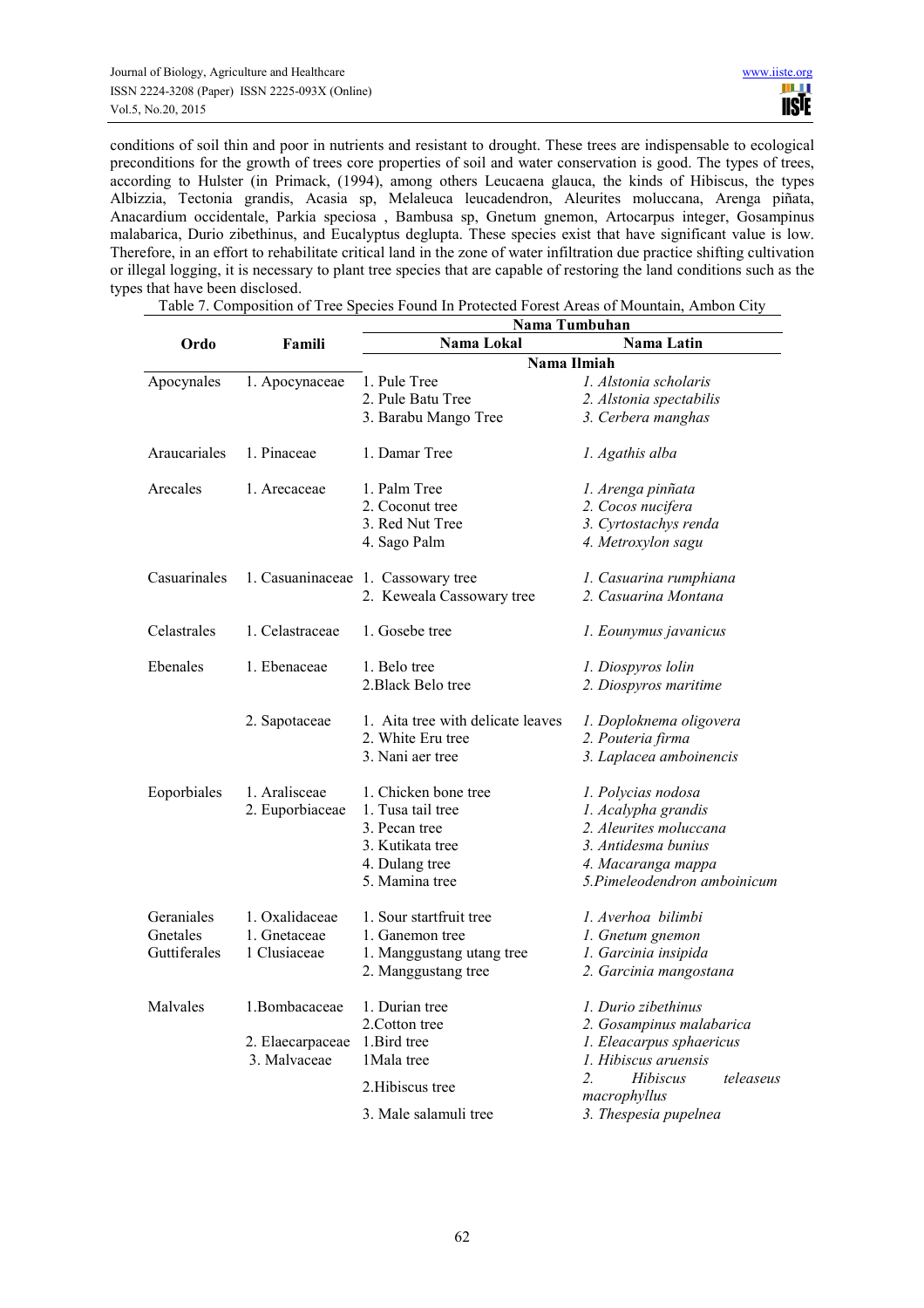conditions of soil thin and poor in nutrients and resistant to drought. These trees are indispensable to ecological preconditions for the growth of trees core properties of soil and water conservation is good. The types of trees, according to Hulster (in Primack, (1994), among others Leucaena glauca, the kinds of Hibiscus, the types Albizzia, Tectonia grandis, Acasia sp, Melaleuca leucadendron, Aleurites moluccana, Arenga piñata, Anacardium occidentale, Parkia speciosa , Bambusa sp, Gnetum gnemon, Artocarpus integer, Gosampinus malabarica, Durio zibethinus, and Eucalyptus deglupta. These species exist that have significant value is low. Therefore, in an effort to rehabilitate critical land in the zone of water infiltration due practice shifting cultivation or illegal logging, it is necessary to plant tree species that are capable of restoring the land conditions such as the types that have been disclosed.

Table 7. Composition of Tree Species Found In Protected Forest Areas of Mountain, Ambon City

| Ordo | Famili | Nama Tumbuhan | |
|---|---|---|---|
| | | **Nama Lokal** | **Nama Latin** |
| | | **Nama Ilmiah** | |
| Apocynales | 1. Apocynaceae | 1. Pule Tree<br>2. Pule Batu Tree<br>3. Barabu Mango Tree | *1. Alstonia scholaris*<br>*2. Alstonia spectabilis*<br>*3. Cerbera manghas* |
| Araucariales | 1. Pinaceae | 1. Damar Tree | *1. Agathis alba* |
| Arecales | 1. Arecaceae | 1. Palm Tree<br>2. Coconut tree<br>3. Red Nut Tree<br>4. Sago Palm | *1. Arenga pinñata*<br>*2. Cocos nucifera*<br>*3. Cyrtostachys renda*<br>*4. Metroxylon sagu* |
| Casuarinales | 1. Casuaninaceae | 1. Cassowary tree<br>2. Keweala Cassowary tree | *1. Casuarina rumphiana*<br>*2. Casuarina Montana* |
| Celastrales | 1. Celastraceae | 1. Gosebe tree | *1. Eounymus javanicus* |
| Ebenales | 1. Ebenaceae | 1. Belo tree<br>2.Black Belo tree | *1. Diospyros lolin*<br>*2. Diospyros maritime* |
| | 2. Sapotaceae | 1. Aita tree with delicate leaves<br>2. White Eru tree<br>3. Nani aer tree | *1. Doploknema oligovera*<br>*2. Pouteria firma*<br>*3. Laplacea amboinencis* |
| Eoporbiales | 1. Aralisceae<br>2. Euporbiaceae | 1. Chicken bone tree<br>1. Tusa tail tree<br>3. Pecan tree<br>3. Kutikata tree<br>4. Dulang tree<br>5. Mamina tree | *1. Polycias nodosa*<br>*1. Acalypha grandis*<br>*2. Aleurites moluccana*<br>*3. Antidesma bunius*<br>*4. Macaranga mappa*<br>*5.Pimeleodendron amboinicum* |
| Geraniales | 1. Oxalidaceae | 1. Sour startfruit tree | *1. Averhoa bilimbi* |
| Gnetales | 1. Gnetaceae | 1. Ganemon tree | *1. Gnetum gnemon* |
| Guttiferales | 1 Clusiaceae | 1. Manggustang utang tree<br>2. Manggustang tree | *1. Garcinia insipida*<br>*2. Garcinia mangostana* |
| Malvales | 1.Bombacaceae | 1. Durian tree<br>2.Cotton tree | *1. Durio zibethinus*<br>*2. Gosampinus malabarica* |
| | 2. Elaecarpaceae | 1.Bird tree | *1. Eleacarpus sphaericus* |
| | 3. Malvaceae | 1Mala tree<br>2.Hibiscus tree<br>3. Male salamuli tree | *1. Hibiscus aruensis*<br>*2. Hibiscus teleaseus macrophyllus*<br>*3. Thespesia pupelnea* |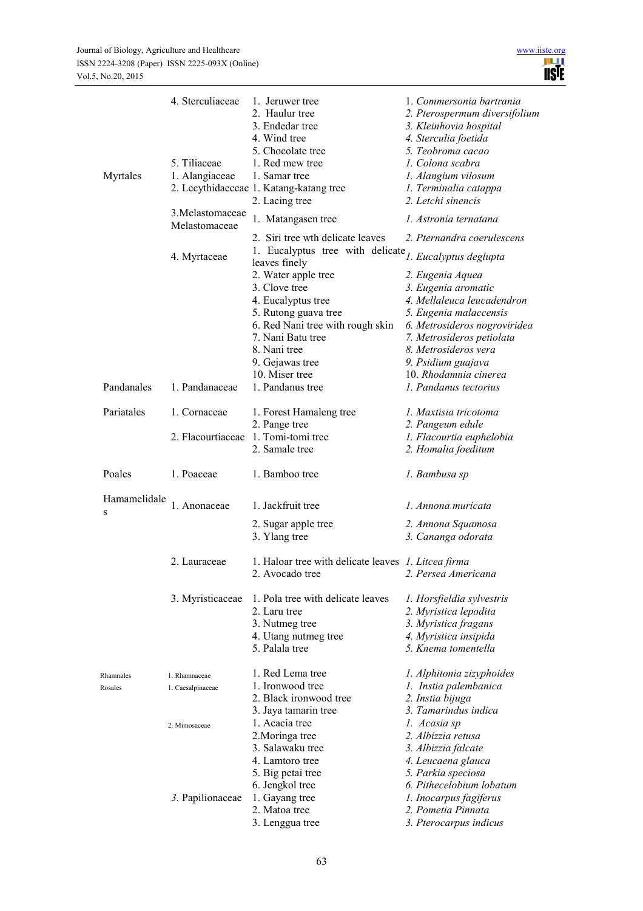| | | | |
|---|---|---|---|
| | 4. Sterculiaceae | 1. Jeruwer tree | 1. *Commersonia bartrania* |
| | | 2. Haulur tree | 2. *Pterospermum diversifolium* |
| | | 3. Endedar tree | 3. *Kleinhovia hospital* |
| | | 4. Wind tree | 4. *Sterculia foetida* |
| | | 5. Chocolate tree | 5. *Teobroma cacao* |
| | 5. Tiliaceae | 1. Red mew tree | 1. *Colona scabra* |
| Myrtales | 1. Alangiaceae | 1. Samar tree | 1. *Alangium vilosum* |
| | 2. Lecythidaeceae | 1. Katang-katang tree | 1. *Terminalia catappa* |
| | | 2. Lacing tree | 2. *Letchi sinencis* |
| | 3.Melastomaceae Melastomaceae | 1. Matangasen tree | 1. *Astronia ternatana* |
| | | 2. Siri tree wth delicate leaves | 2. *Pternandra coerulescens* |
| | 4. Myrtaceae | 1. Eucalyptus tree with delicate leaves finely | 1. *Eucalyptus deglupta* |
| | | 2. Water apple tree | 2. *Eugenia Aquea* |
| | | 3. Clove tree | 3. *Eugenia aromatic* |
| | | 4. Eucalyptus tree | 4. *Mellaleuca leucadendron* |
| | | 5. Rutong guava tree | 5. *Eugenia malaccensis* |
| | | 6. Red Nani tree with rough skin | 6. *Metrosideros nogroviridea* |
| | | 7. Nani Batu tree | 7. *Metrosideros petiolata* |
| | | 8. Nani tree | 8. *Metrosideros vera* |
| | | 9. Gejawas tree | 9. *Psidium guajava* |
| | | 10. Miser tree | 10. *Rhodamnia cinerea* |
| Pandanales | 1. Pandanaceae | 1. Pandanus tree | 1. *Pandanus tectorius* |
| Pariatales | 1. Cornaceae | 1. Forest Hamaleng tree | 1. *Maxtisia tricotoma* |
| | | 2. Pange tree | 2. *Pangeum edule* |
| | 2. Flacourtiaceae | 1. Tomi-tomi tree | 1. *Flacourtia euphelobia* |
| | | 2. Samale tree | 2. *Homalia foeditum* |
| Poales | 1. Poaceae | 1. Bamboo tree | 1. *Bambusa sp* |
| Hamamelidales | 1. Anonaceae | 1. Jackfruit tree | 1. *Annona muricata* |
| | | 2. Sugar apple tree | 2. *Annona Squamosa* |
| | | 3. Ylang tree | 3. *Cananga odorata* |
| | 2. Lauraceae | 1. Haloar tree with delicate leaves | 1. *Litcea firma* |
| | | 2. Avocado tree | 2. *Persea Americana* |
| | 3. Myristicaceae | 1. Pola tree with delicate leaves | 1. *Horsfieldia sylvestris* |
| | | 2. Laru tree | 2. *Myristica lepodita* |
| | | 3. Nutmeg tree | 3. *Myristica fragans* |
| | | 4. Utang nutmeg tree | 4. *Myristica insipida* |
| | | 5. Palala tree | 5. *Knema tomentella* |
| Rhamnales | 1. Rhamnaceae | 1. Red Lema tree | 1. *Alphitonia zizyphoides* |
| Rosales | 1. Caesalpinaceae | 1. Ironwood tree | 1. *Instia palembanica* |
| | | 2. Black ironwood tree | 2. *Instia bijuga* |
| | | 3. Jaya tamarin tree | 3. *Tamarindus indica* |
| | 2. Mimosaceae | 1. Acacia tree | 1. *Acasia sp* |
| | | 2.Moringa tree | 2. *Albizzia retusa* |
| | | 3. Salawaku tree | 3. *Albizzia falcate* |
| | | 4. Lamtoro tree | 4. *Leucaena glauca* |
| | | 5. Big petai tree | 5. *Parkia speciosa* |
| | | 6. Jengkol tree | 6. *Pithecelobium lobatum* |
| | *3.* Papilionaceae | 1. Gayang tree | 1. *Inocarpus fagiferus* |
| | | 2. Matoa tree | 2. *Pometia Pinnata* |
| | | 3. Lenggua tree | 3. *Pterocarpus indicus* |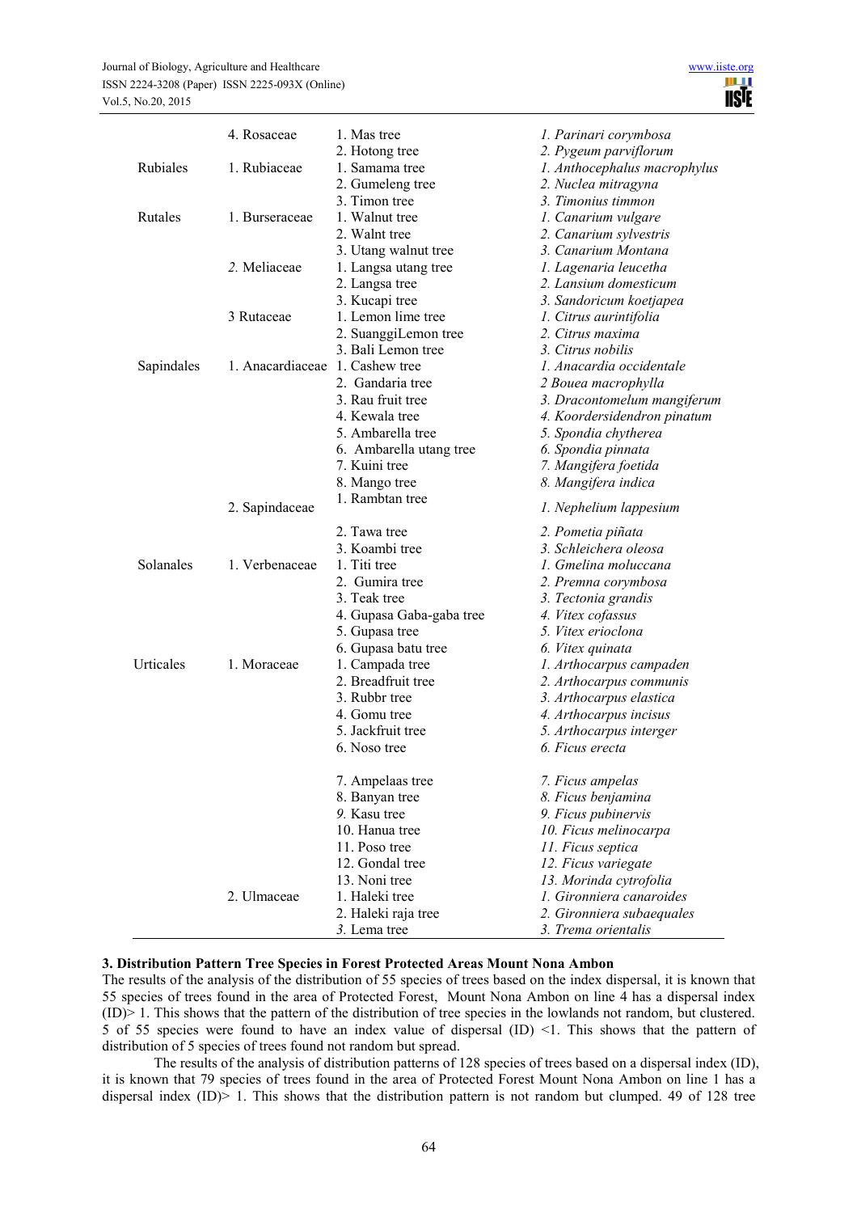| Order | Family | Local name | Scientific name |
|---|---|---|---|
| | 4. Rosaceae | 1. Mas tree | *1. Parinari corymbosa* |
| | | 2. Hotong tree | *2. Pygeum parviflorum* |
| Rubiales | 1. Rubiaceae | 1. Samama tree | *1. Anthocephalus macrophylus* |
| | | 2. Gumeleng tree | *2. Nuclea mitragyna* |
| | | 3. Timon tree | *3. Timonius timmon* |
| Rutales | 1. Burseraceae | 1. Walnut tree | *1. Canarium vulgare* |
| | | 2. Walnt tree | *2. Canarium sylvestris* |
| | | 3. Utang walnut tree | *3. Canarium Montana* |
| | 2. Meliaceae | 1. Langsa utang tree | *1. Lagenaria leucetha* |
| | | 2. Langsa tree | *2. Lansium domesticum* |
| | | 3. Kucapi tree | *3. Sandoricum koetjapea* |
| | 3 Rutaceae | 1. Lemon lime tree | *1. Citrus aurintifolia* |
| | | 2. SuanggiLemon tree | *2. Citrus maxima* |
| | | 3. Bali Lemon tree | *3. Citrus nobilis* |
| Sapindales | 1. Anacardiaceae | 1. Cashew tree | *1. Anacardia occidentale* |
| | | 2. Gandaria tree | *2 Bouea macrophylla* |
| | | 3. Rau fruit tree | *3. Dracontomelum mangiferum* |
| | | 4. Kewala tree | *4. Koordersidendron pinatum* |
| | | 5. Ambarella tree | *5. Spondia chytherea* |
| | | 6. Ambarella utang tree | *6. Spondia pinnata* |
| | | 7. Kuini tree | *7. Mangifera foetida* |
| | | 8. Mango tree | *8. Mangifera indica* |
| | 2. Sapindaceae | 1. Rambtan tree | *1. Nephelium lappesium* |
| | | 2. Tawa tree | *2. Pometia piñata* |
| | | 3. Koambi tree | *3. Schleichera oleosa* |
| Solanales | 1. Verbenaceae | 1. Titi tree | *1. Gmelina moluccana* |
| | | 2. Gumira tree | *2. Premna corymbosa* |
| | | 3. Teak tree | *3. Tectonia grandis* |
| | | 4. Gupasa Gaba-gaba tree | *4. Vitex cofassus* |
| | | 5. Gupasa tree | *5. Vitex erioclona* |
| | | 6. Gupasa batu tree | *6. Vitex quinata* |
| Urticales | 1. Moraceae | 1. Campada tree | *1. Arthocarpus campaden* |
| | | 2. Breadfruit tree | *2. Arthocarpus communis* |
| | | 3. Rubbr tree | *3. Arthocarpus elastica* |
| | | 4. Gomu tree | *4. Arthocarpus incisus* |
| | | 5. Jackfruit tree | *5. Arthocarpus interger* |
| | | 6. Noso tree | *6. Ficus erecta* |
| | | 7. Ampelaas tree | *7. Ficus ampelas* |
| | | 8. Banyan tree | *8. Ficus benjamina* |
| | | 9. Kasu tree | *9. Ficus pubinervis* |
| | | 10. Hanua tree | *10. Ficus melinocarpa* |
| | | 11. Poso tree | *11. Ficus septica* |
| | | 12. Gondal tree | *12. Ficus variegate* |
| | | 13. Noni tree | *13. Morinda cytrofolia* |
| | 2. Ulmaceae | 1. Haleki tree | *1. Gironniera canaroides* |
| | | 2. Haleki raja tree | *2. Gironniera subaequales* |
| | | 3. Lema tree | *3. Trema orientalis* |

### 3. Distribution Pattern Tree Species in Forest Protected Areas Mount Nona Ambon

The results of the analysis of the distribution of 55 species of trees based on the index dispersal, it is known that 55 species of trees found in the area of Protected Forest, Mount Nona Ambon on line 4 has a dispersal index (ID)> 1. This shows that the pattern of the distribution of tree species in the lowlands not random, but clustered. 5 of 55 species were found to have an index value of dispersal (ID) <1. This shows that the pattern of distribution of 5 species of trees found not random but spread.

The results of the analysis of distribution patterns of 128 species of trees based on a dispersal index (ID), it is known that 79 species of trees found in the area of Protected Forest Mount Nona Ambon on line 1 has a dispersal index (ID)> 1. This shows that the distribution pattern is not random but clumped. 49 of 128 tree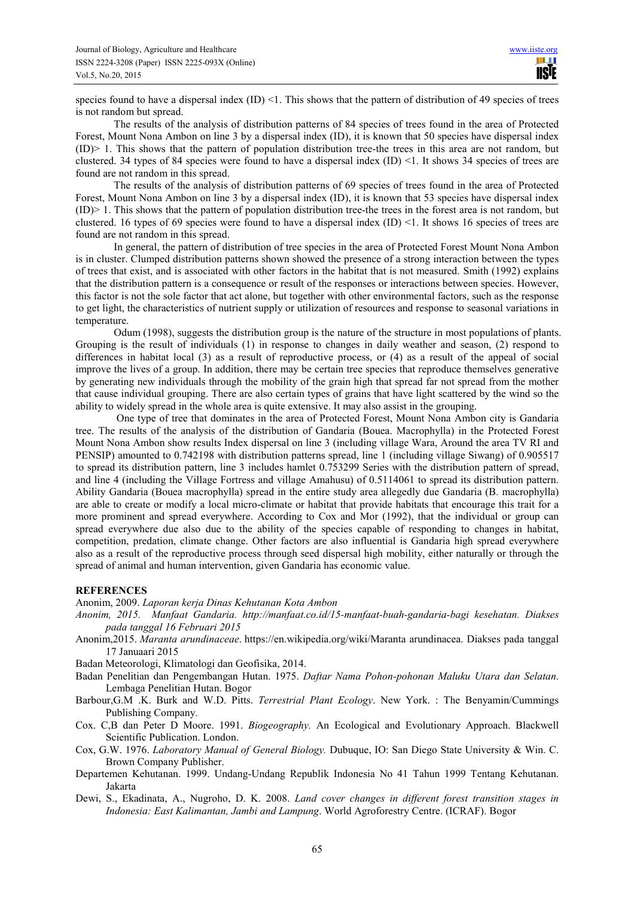species found to have a dispersal index (ID) <1. This shows that the pattern of distribution of 49 species of trees is not random but spread.

The results of the analysis of distribution patterns of 84 species of trees found in the area of Protected Forest, Mount Nona Ambon on line 3 by a dispersal index (ID), it is known that 50 species have dispersal index (ID)> 1. This shows that the pattern of population distribution tree-the trees in this area are not random, but clustered. 34 types of 84 species were found to have a dispersal index (ID) <1. It shows 34 species of trees are found are not random in this spread.

The results of the analysis of distribution patterns of 69 species of trees found in the area of Protected Forest, Mount Nona Ambon on line 3 by a dispersal index (ID), it is known that 53 species have dispersal index (ID)> 1. This shows that the pattern of population distribution tree-the trees in the forest area is not random, but clustered. 16 types of 69 species were found to have a dispersal index (ID) <1. It shows 16 species of trees are found are not random in this spread.

In general, the pattern of distribution of tree species in the area of Protected Forest Mount Nona Ambon is in cluster. Clumped distribution patterns shown showed the presence of a strong interaction between the types of trees that exist, and is associated with other factors in the habitat that is not measured. Smith (1992) explains that the distribution pattern is a consequence or result of the responses or interactions between species. However, this factor is not the sole factor that act alone, but together with other environmental factors, such as the response to get light, the characteristics of nutrient supply or utilization of resources and response to seasonal variations in temperature.

Odum (1998), suggests the distribution group is the nature of the structure in most populations of plants. Grouping is the result of individuals (1) in response to changes in daily weather and season, (2) respond to differences in habitat local (3) as a result of reproductive process, or (4) as a result of the appeal of social improve the lives of a group. In addition, there may be certain tree species that reproduce themselves generative by generating new individuals through the mobility of the grain high that spread far not spread from the mother that cause individual grouping. There are also certain types of grains that have light scattered by the wind so the ability to widely spread in the whole area is quite extensive. It may also assist in the grouping.

One type of tree that dominates in the area of Protected Forest, Mount Nona Ambon city is Gandaria tree. The results of the analysis of the distribution of Gandaria (Bouea. Macrophylla) in the Protected Forest Mount Nona Ambon show results Index dispersal on line 3 (including village Wara, Around the area TV RI and PENSIP) amounted to 0.742198 with distribution patterns spread, line 1 (including village Siwang) of 0.905517 to spread its distribution pattern, line 3 includes hamlet 0.753299 Series with the distribution pattern of spread, and line 4 (including the Village Fortress and village Amahusu) of 0.5114061 to spread its distribution pattern. Ability Gandaria (Bouea macrophylla) spread in the entire study area allegedly due Gandaria (B. macrophylla) are able to create or modify a local micro-climate or habitat that provide habitats that encourage this trait for a more prominent and spread everywhere. According to Cox and Mor (1992), that the individual or group can spread everywhere due also due to the ability of the species capable of responding to changes in habitat, competition, predation, climate change. Other factors are also influential is Gandaria high spread everywhere also as a result of the reproductive process through seed dispersal high mobility, either naturally or through the spread of animal and human intervention, given Gandaria has economic value.

## REFERENCES

Anonim, 2009. *Laporan kerja Dinas Kehutanan Kota Ambon*

*Anonim, 2015. Manfaat Gandaria. http://manfaat.co.id/15-manfaat-buah-gandaria-bagi kesehatan. Diakses pada tanggal 16 Februari 2015*

Anonim,2015. *Maranta arundinaceae*. https://en.wikipedia.org/wiki/Maranta arundinacea. Diakses pada tanggal 17 Januaari 2015

Badan Meteorologi, Klimatologi dan Geofisika, 2014.

Badan Penelitian dan Pengembangan Hutan. 1975. *Daftar Nama Pohon-pohonan Maluku Utara dan Selatan*. Lembaga Penelitian Hutan. Bogor

Barbour,G.M .K. Burk and W.D. Pitts. *Terrestrial Plant Ecology*. New York. : The Benyamin/Cummings Publishing Company.

Cox. C,B dan Peter D Moore. 1991. *Biogeography.* An Ecological and Evolutionary Approach. Blackwell Scientific Publication. London.

Cox, G.W. 1976. *Laboratory Manual of General Biology.* Dubuque, IO: San Diego State University & Win. C. Brown Company Publisher.

Departemen Kehutanan. 1999. Undang-Undang Republik Indonesia No 41 Tahun 1999 Tentang Kehutanan. Jakarta

Dewi, S., Ekadinata, A., Nugroho, D. K. 2008. *Land cover changes in different forest transition stages in Indonesia: East Kalimantan, Jambi and Lampung*. World Agroforestry Centre. (ICRAF). Bogor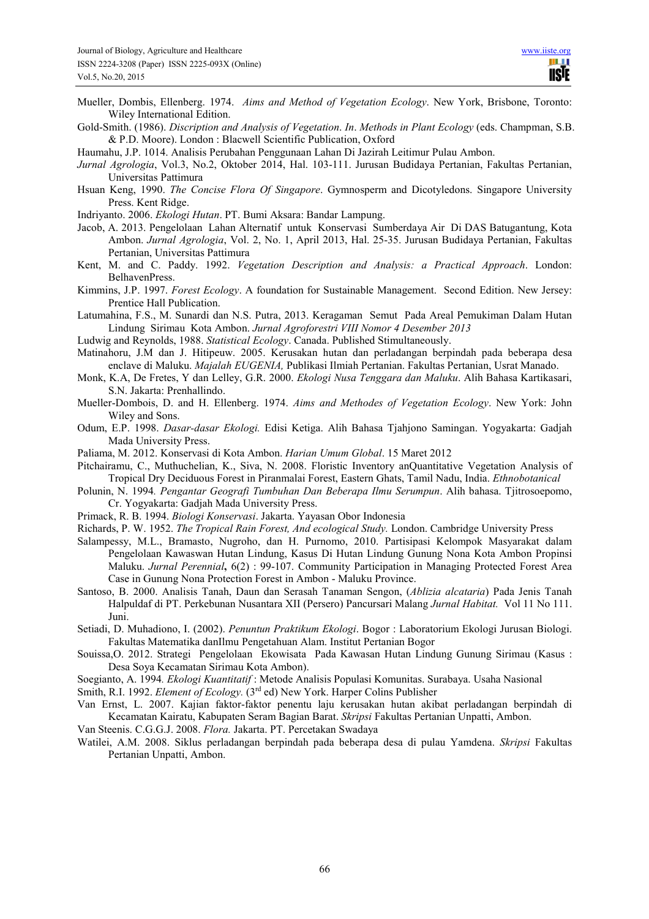Mueller, Dombis, Ellenberg. 1974. *Aims and Method of Vegetation Ecology*. New York, Brisbone, Toronto: Wiley International Edition.

Gold-Smith. (1986). *Discription and Analysis of Vegetation*. *In*. *Methods in Plant Ecology* (eds. Champman, S.B. & P.D. Moore). London : Blacwell Scientific Publication, Oxford

Haumahu, J.P. 1014. Analisis Perubahan Penggunaan Lahan Di Jazirah Leitimur Pulau Ambon.

*Jurnal Agrologia*, Vol.3, No.2, Oktober 2014, Hal. 103-111. Jurusan Budidaya Pertanian, Fakultas Pertanian, Universitas Pattimura

Hsuan Keng, 1990. *The Concise Flora Of Singapore*. Gymnosperm and Dicotyledons. Singapore University Press. Kent Ridge.

Indriyanto. 2006. *Ekologi Hutan*. PT. Bumi Aksara: Bandar Lampung.

Jacob, A. 2013. Pengelolaan Lahan Alternatif untuk Konservasi Sumberdaya Air Di DAS Batugantung, Kota Ambon. *Jurnal Agrologia*, Vol. 2, No. 1, April 2013, Hal. 25-35. Jurusan Budidaya Pertanian, Fakultas Pertanian, Universitas Pattimura

Kent, M. and C. Paddy. 1992. *Vegetation Description and Analysis: a Practical Approach*. London: BelhavenPress.

Kimmins, J.P. 1997. *Forest Ecology*. A foundation for Sustainable Management. Second Edition. New Jersey: Prentice Hall Publication.

Latumahina, F.S., M. Sunardi dan N.S. Putra, 2013. Keragaman Semut Pada Areal Pemukiman Dalam Hutan Lindung Sirimau Kota Ambon. *Jurnal Agroforestri VIII Nomor 4 Desember 2013*

Ludwig and Reynolds, 1988. *Statistical Ecology*. Canada. Published Stimultaneously.

Matinahoru, J.M dan J. Hitipeuw. 2005. Kerusakan hutan dan perladangan berpindah pada beberapa desa enclave di Maluku. *Majalah EUGENIA,* Publikasi Ilmiah Pertanian. Fakultas Pertanian, Usrat Manado.

Monk, K.A, De Fretes, Y dan Lelley, G.R. 2000. *Ekologi Nusa Tenggara dan Maluku*. Alih Bahasa Kartikasari, S.N. Jakarta: Prenhallindo.

Mueller-Dombois, D. and H. Ellenberg. 1974. *Aims and Methodes of Vegetation Ecology*. New York: John Wiley and Sons.

Odum, E.P. 1998. *Dasar-dasar Ekologi.* Edisi Ketiga. Alih Bahasa Tjahjono Samingan. Yogyakarta: Gadjah Mada University Press.

Paliama, M. 2012. Konservasi di Kota Ambon. *Harian Umum Global*. 15 Maret 2012

Pitchairamu, C., Muthuchelian, K., Siva, N. 2008. Floristic Inventory anQuantitative Vegetation Analysis of Tropical Dry Deciduous Forest in Piranmalai Forest, Eastern Ghats, Tamil Nadu, India. *Ethnobotanical*

Polunin, N. 1994*. Pengantar Geografi Tumbuhan Dan Beberapa Ilmu Serumpun*. Alih bahasa. Tjitrosoepomo, Cr. Yogyakarta: Gadjah Mada University Press.

Primack, R. B. 1994. *Biologi Konservasi*. Jakarta. Yayasan Obor Indonesia

Richards, P. W. 1952. *The Tropical Rain Forest, And ecological Study.* London. Cambridge University Press

Salampessy, M.L., Bramasto, Nugroho, dan H. Purnomo, 2010. Partisipasi Kelompok Masyarakat dalam Pengelolaan Kawaswan Hutan Lindung, Kasus Di Hutan Lindung Gunung Nona Kota Ambon Propinsi Maluku. *Jurnal Perennial***,** 6(2) : 99-107. Community Participation in Managing Protected Forest Area Case in Gunung Nona Protection Forest in Ambon - Maluku Province.

Santoso, B. 2000. Analisis Tanah, Daun dan Serasah Tanaman Sengon, (*Ablizia alcataria*) Pada Jenis Tanah Halpuldaf di PT. Perkebunan Nusantara XII (Persero) Pancursari Malang *Jurnal Habitat.* Vol 11 No 111. Juni.

Setiadi, D. Muhadiono, I. (2002). *Penuntun Praktikum Ekologi*. Bogor : Laboratorium Ekologi Jurusan Biologi. Fakultas Matematika danIlmu Pengetahuan Alam. Institut Pertanian Bogor

Souissa,O. 2012. Strategi Pengelolaan Ekowisata Pada Kawasan Hutan Lindung Gunung Sirimau (Kasus : Desa Soya Kecamatan Sirimau Kota Ambon).

Soegianto, A. 1994*. Ekologi Kuantitatif* : Metode Analisis Populasi Komunitas. Surabaya. Usaha Nasional

Smith, R.I. 1992. *Element of Ecology.* (3rd ed) New York. Harper Colins Publisher

Van Ernst, L. 2007. Kajian faktor-faktor penentu laju kerusakan hutan akibat perladangan berpindah di Kecamatan Kairatu, Kabupaten Seram Bagian Barat. *Skripsi* Fakultas Pertanian Unpatti, Ambon.

Van Steenis. C.G.G.J. 2008. *Flora.* Jakarta. PT. Percetakan Swadaya

Watilei, A.M. 2008. Siklus perladangan berpindah pada beberapa desa di pulau Yamdena. *Skripsi* Fakultas Pertanian Unpatti, Ambon.